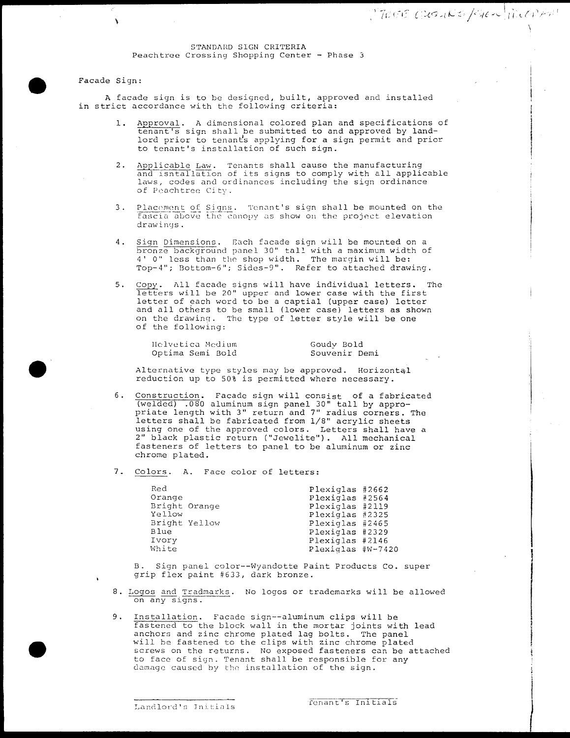STANDARD SIGN CRITERIA
Peachtree Crossing Shopping Center - Phase 3

Facade Sign:

A facade sign is to be designed, built, approved and installed in strict accordance with the following criteria:

1. Approval. A dimensional colored plan and specifications of tenant's sign shall be submitted to and approved by landlord prior to tenant's applying for a sign permit and prior to tenant's installation of such sign.

2. Applicable Law. Tenants shall cause the manufacturing and isntallation of its signs to comply with all applicable laws, codes and ordinances including the sign ordinance of Peachtree City.

3. Placement of Signs. Tenant's sign shall be mounted on the fascia above the canopy as show on the project elevation drawings.

4. Sign Dimensions. Each facade sign will be mounted on a bronze background panel 30" tall with a maximum width of 4' 0" less than the shop width. The margin will be: Top-4"; Bottom-6"; Sides-9". Refer to attached drawing.

5. Copy. All facade signs will have individual letters. The letters will be 20" upper and lower case with the first letter of each word to be a captial (upper case) letter and all others to be small (lower case) letters as shown on the drawing. The type of letter style will be one of the following:

| | |
|---|---|
| Helvetica Medium | Goudy Bold |
| Optima Semi Bold | Souvenir Demi |

Alternative type styles may be approved. Horizontal reduction up to 50% is permitted where necessary.

6. Construction. Facade sign will consist of a fabricated (welded) .080 aluminum sign panel 30" tall by appropriate length with 3" return and 7" radius corners. The letters shall be fabricated from 1/8" acrylic sheets using one of the approved colors. Letters shall have a 2" black plastic return ("Jewelite"). All mechanical fasteners of letters to panel to be aluminum or zinc chrome plated.

7. Colors. A. Face color of letters:

| | |
|---|---|
| Red | Plexiglas #2662 |
| Orange | Plexiglas #2564 |
| Bright Orange | Plexiglas #2119 |
| Yellow | Plexiglas #2325 |
| Bright Yellow | Plexiglas #2465 |
| Blue | Plexiglas #2329 |
| Ivory | Plexiglas #2146 |
| White | Plexiglas #W-7420 |

B. Sign panel color--Wyandotte Paint Products Co. super grip flex paint #633, dark bronze.

8. Logos and Trademarks. No logos or trademarks will be allowed on any signs.

9. Installation. Facade sign--aluminum clips will be fastened to the block wall in the mortar joints with lead anchors and zinc chrome plated lag bolts. The panel will be fastened to the clips with zinc chrome plated screws on the returns. No exposed fasteners can be attached to face of sign. Tenant shall be responsible for any damage caused by the installation of the sign.

______________________ Landlord's Initials ______________________ Tenant's Initials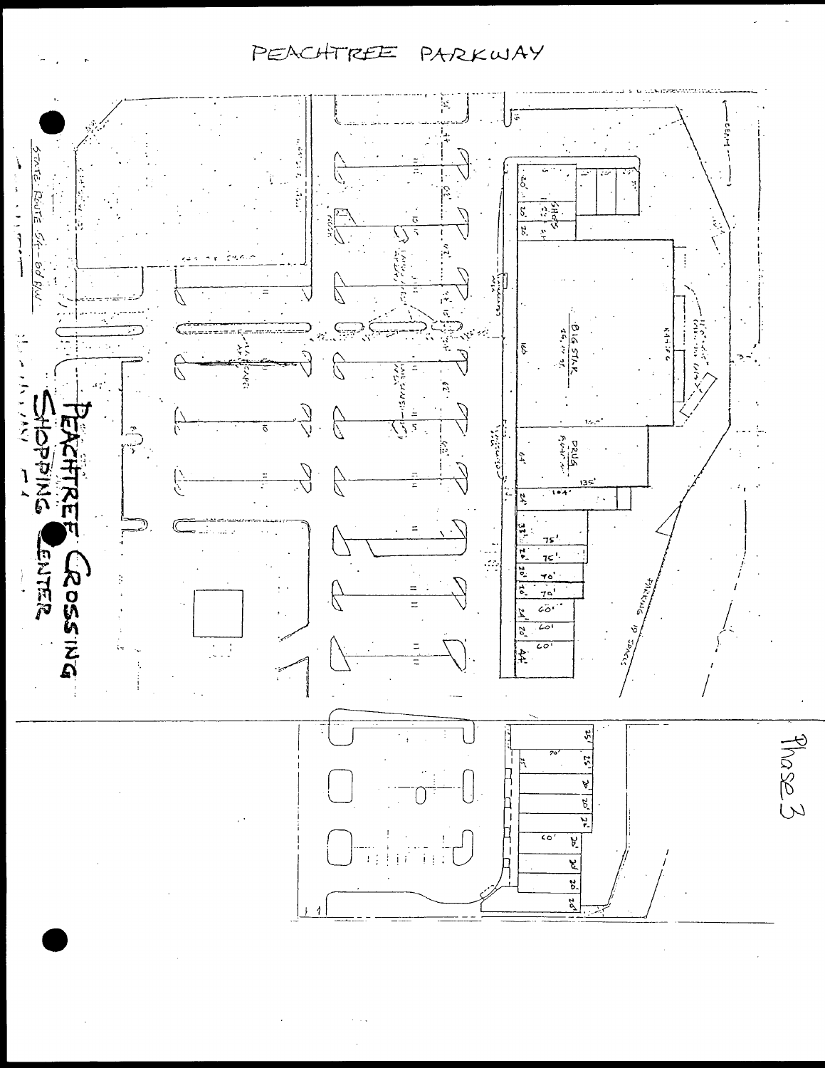PEACHTREE PARKWAY

STATE ROUTE 54 - 60' R/W

PEACHTREE CROSSING SHOPPING CENTER

BIG STAR

DRUG

SHOPS

PARKING 10 SPACES

Phase 3

135'

104'

75'

75'

70'

70'

60'

60'

60'

20'

20'

20'

64'

24'

38'

20'

20'

20'

24'

20'

44'

25'

25'

20'

20'

20'

20'

20'

20'

70'

60'